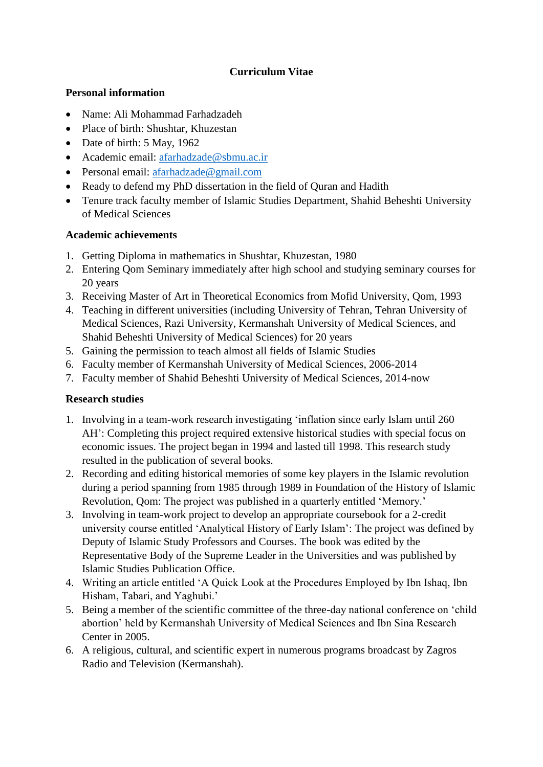# Curriculum Vitae

## Personal information

- Name: Ali Mohammad Farhadzadeh
- Place of birth: Shushtar, Khuzestan
- Date of birth: 5 May, 1962
- Academic email: afarhadzade@sbmu.ac.ir
- Personal email: afarhadzade@gmail.com
- Ready to defend my PhD dissertation in the field of Quran and Hadith
- Tenure track faculty member of Islamic Studies Department, Shahid Beheshti University of Medical Sciences

## Academic achievements

1. Getting Diploma in mathematics in Shushtar, Khuzestan, 1980
2. Entering Qom Seminary immediately after high school and studying seminary courses for 20 years
3. Receiving Master of Art in Theoretical Economics from Mofid University, Qom, 1993
4. Teaching in different universities (including University of Tehran, Tehran University of Medical Sciences, Razi University, Kermanshah University of Medical Sciences, and Shahid Beheshti University of Medical Sciences) for 20 years
5. Gaining the permission to teach almost all fields of Islamic Studies
6. Faculty member of Kermanshah University of Medical Sciences, 2006-2014
7. Faculty member of Shahid Beheshti University of Medical Sciences, 2014-now

## Research studies

1. Involving in a team-work research investigating 'inflation since early Islam until 260 AH': Completing this project required extensive historical studies with special focus on economic issues. The project began in 1994 and lasted till 1998. This research study resulted in the publication of several books.
2. Recording and editing historical memories of some key players in the Islamic revolution during a period spanning from 1985 through 1989 in Foundation of the History of Islamic Revolution, Qom: The project was published in a quarterly entitled 'Memory.'
3. Involving in team-work project to develop an appropriate coursebook for a 2-credit university course entitled 'Analytical History of Early Islam': The project was defined by Deputy of Islamic Study Professors and Courses. The book was edited by the Representative Body of the Supreme Leader in the Universities and was published by Islamic Studies Publication Office.
4. Writing an article entitled 'A Quick Look at the Procedures Employed by Ibn Ishaq, Ibn Hisham, Tabari, and Yaghubi.'
5. Being a member of the scientific committee of the three-day national conference on 'child abortion' held by Kermanshah University of Medical Sciences and Ibn Sina Research Center in 2005.
6. A religious, cultural, and scientific expert in numerous programs broadcast by Zagros Radio and Television (Kermanshah).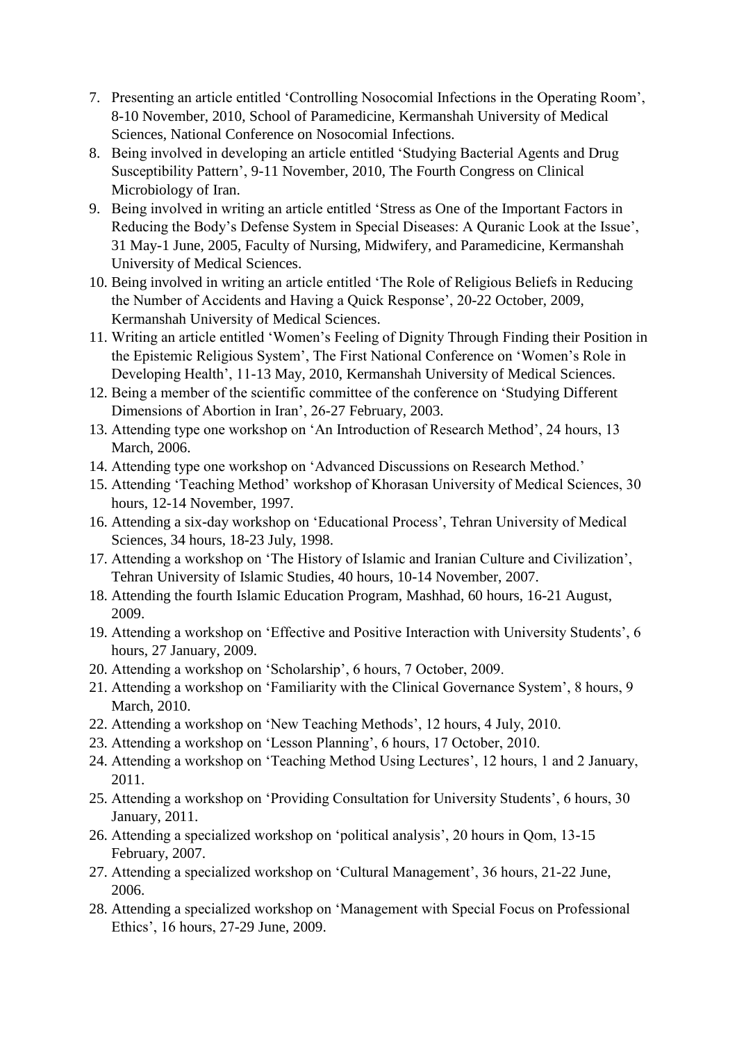7. Presenting an article entitled ‘Controlling Nosocomial Infections in the Operating Room’, 8-10 November, 2010, School of Paramedicine, Kermanshah University of Medical Sciences, National Conference on Nosocomial Infections.
8. Being involved in developing an article entitled ‘Studying Bacterial Agents and Drug Susceptibility Pattern’, 9-11 November, 2010, The Fourth Congress on Clinical Microbiology of Iran.
9. Being involved in writing an article entitled ‘Stress as One of the Important Factors in Reducing the Body’s Defense System in Special Diseases: A Quranic Look at the Issue’, 31 May-1 June, 2005, Faculty of Nursing, Midwifery, and Paramedicine, Kermanshah University of Medical Sciences.
10. Being involved in writing an article entitled ‘The Role of Religious Beliefs in Reducing the Number of Accidents and Having a Quick Response’, 20-22 October, 2009, Kermanshah University of Medical Sciences.
11. Writing an article entitled ‘Women’s Feeling of Dignity Through Finding their Position in the Epistemic Religious System’, The First National Conference on ‘Women’s Role in Developing Health’, 11-13 May, 2010, Kermanshah University of Medical Sciences.
12. Being a member of the scientific committee of the conference on ‘Studying Different Dimensions of Abortion in Iran’, 26-27 February, 2003.
13. Attending type one workshop on ‘An Introduction of Research Method’, 24 hours, 13 March, 2006.
14. Attending type one workshop on ‘Advanced Discussions on Research Method.’
15. Attending ‘Teaching Method’ workshop of Khorasan University of Medical Sciences, 30 hours, 12-14 November, 1997.
16. Attending a six-day workshop on ‘Educational Process’, Tehran University of Medical Sciences, 34 hours, 18-23 July, 1998.
17. Attending a workshop on ‘The History of Islamic and Iranian Culture and Civilization’, Tehran University of Islamic Studies, 40 hours, 10-14 November, 2007.
18. Attending the fourth Islamic Education Program, Mashhad, 60 hours, 16-21 August, 2009.
19. Attending a workshop on ‘Effective and Positive Interaction with University Students’, 6 hours, 27 January, 2009.
20. Attending a workshop on ‘Scholarship’, 6 hours, 7 October, 2009.
21. Attending a workshop on ‘Familiarity with the Clinical Governance System’, 8 hours, 9 March, 2010.
22. Attending a workshop on ‘New Teaching Methods’, 12 hours, 4 July, 2010.
23. Attending a workshop on ‘Lesson Planning’, 6 hours, 17 October, 2010.
24. Attending a workshop on ‘Teaching Method Using Lectures’, 12 hours, 1 and 2 January, 2011.
25. Attending a workshop on ‘Providing Consultation for University Students’, 6 hours, 30 January, 2011.
26. Attending a specialized workshop on ‘political analysis’, 20 hours in Qom, 13-15 February, 2007.
27. Attending a specialized workshop on ‘Cultural Management’, 36 hours, 21-22 June, 2006.
28. Attending a specialized workshop on ‘Management with Special Focus on Professional Ethics’, 16 hours, 27-29 June, 2009.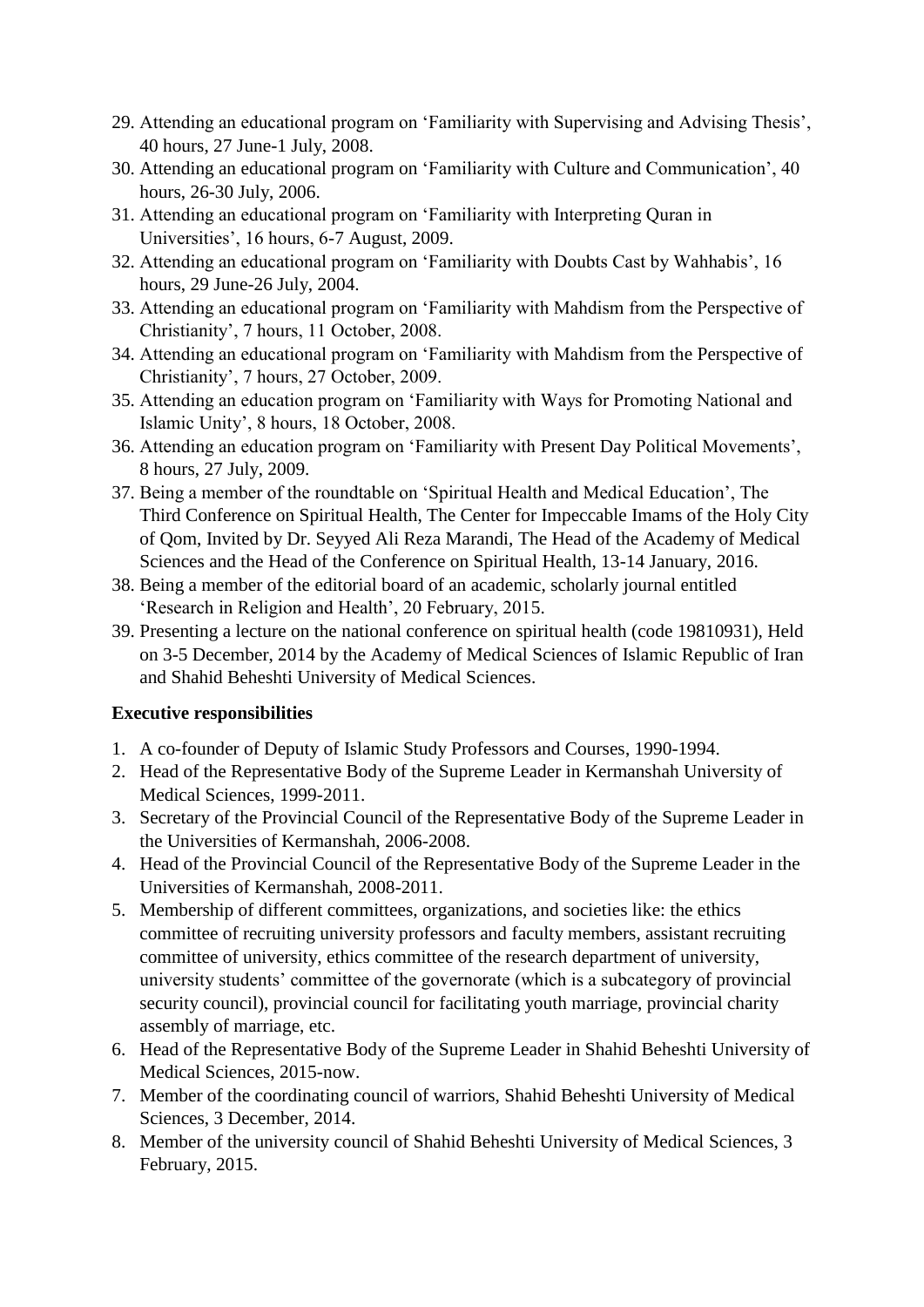29. Attending an educational program on 'Familiarity with Supervising and Advising Thesis', 40 hours, 27 June-1 July, 2008.
30. Attending an educational program on 'Familiarity with Culture and Communication', 40 hours, 26-30 July, 2006.
31. Attending an educational program on 'Familiarity with Interpreting Quran in Universities', 16 hours, 6-7 August, 2009.
32. Attending an educational program on 'Familiarity with Doubts Cast by Wahhabis', 16 hours, 29 June-26 July, 2004.
33. Attending an educational program on 'Familiarity with Mahdism from the Perspective of Christianity', 7 hours, 11 October, 2008.
34. Attending an educational program on 'Familiarity with Mahdism from the Perspective of Christianity', 7 hours, 27 October, 2009.
35. Attending an education program on 'Familiarity with Ways for Promoting National and Islamic Unity', 8 hours, 18 October, 2008.
36. Attending an education program on 'Familiarity with Present Day Political Movements', 8 hours, 27 July, 2009.
37. Being a member of the roundtable on 'Spiritual Health and Medical Education', The Third Conference on Spiritual Health, The Center for Impeccable Imams of the Holy City of Qom, Invited by Dr. Seyyed Ali Reza Marandi, The Head of the Academy of Medical Sciences and the Head of the Conference on Spiritual Health, 13-14 January, 2016.
38. Being a member of the editorial board of an academic, scholarly journal entitled 'Research in Religion and Health', 20 February, 2015.
39. Presenting a lecture on the national conference on spiritual health (code 19810931), Held on 3-5 December, 2014 by the Academy of Medical Sciences of Islamic Republic of Iran and Shahid Beheshti University of Medical Sciences.

**Executive responsibilities**

1. A co-founder of Deputy of Islamic Study Professors and Courses, 1990-1994.
2. Head of the Representative Body of the Supreme Leader in Kermanshah University of Medical Sciences, 1999-2011.
3. Secretary of the Provincial Council of the Representative Body of the Supreme Leader in the Universities of Kermanshah, 2006-2008.
4. Head of the Provincial Council of the Representative Body of the Supreme Leader in the Universities of Kermanshah, 2008-2011.
5. Membership of different committees, organizations, and societies like: the ethics committee of recruiting university professors and faculty members, assistant recruiting committee of university, ethics committee of the research department of university, university students' committee of the governorate (which is a subcategory of provincial security council), provincial council for facilitating youth marriage, provincial charity assembly of marriage, etc.
6. Head of the Representative Body of the Supreme Leader in Shahid Beheshti University of Medical Sciences, 2015-now.
7. Member of the coordinating council of warriors, Shahid Beheshti University of Medical Sciences, 3 December, 2014.
8. Member of the university council of Shahid Beheshti University of Medical Sciences, 3 February, 2015.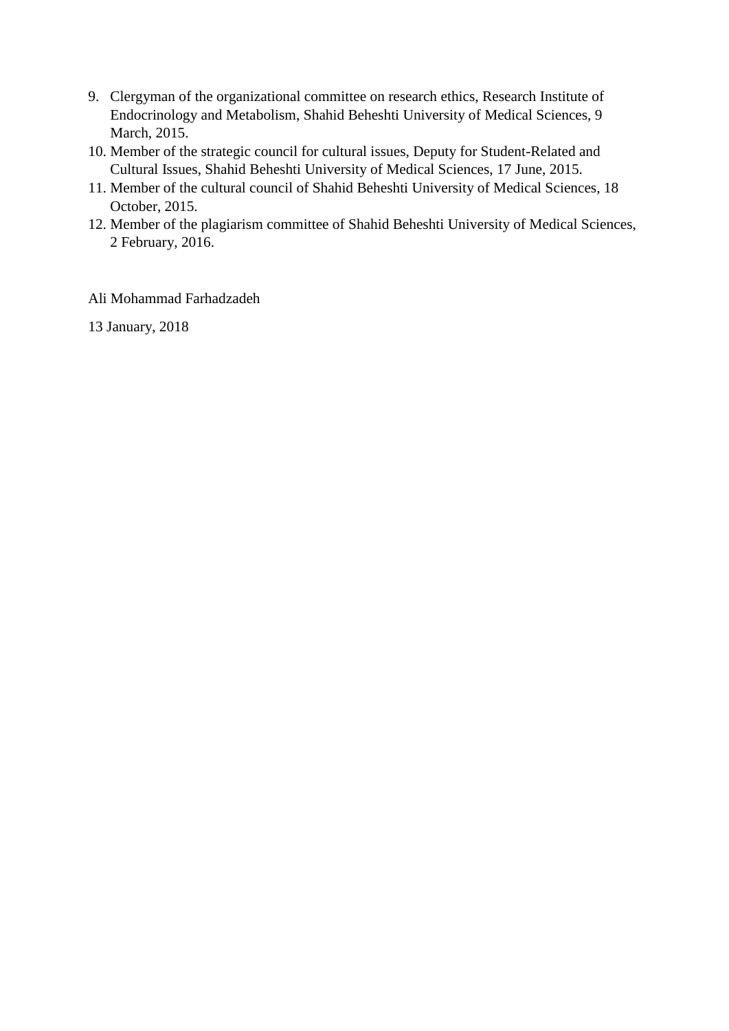9. Clergyman of the organizational committee on research ethics, Research Institute of Endocrinology and Metabolism, Shahid Beheshti University of Medical Sciences, 9 March, 2015.
10. Member of the strategic council for cultural issues, Deputy for Student-Related and Cultural Issues, Shahid Beheshti University of Medical Sciences, 17 June, 2015.
11. Member of the cultural council of Shahid Beheshti University of Medical Sciences, 18 October, 2015.
12. Member of the plagiarism committee of Shahid Beheshti University of Medical Sciences, 2 February, 2016.

Ali Mohammad Farhadzadeh

13 January, 2018